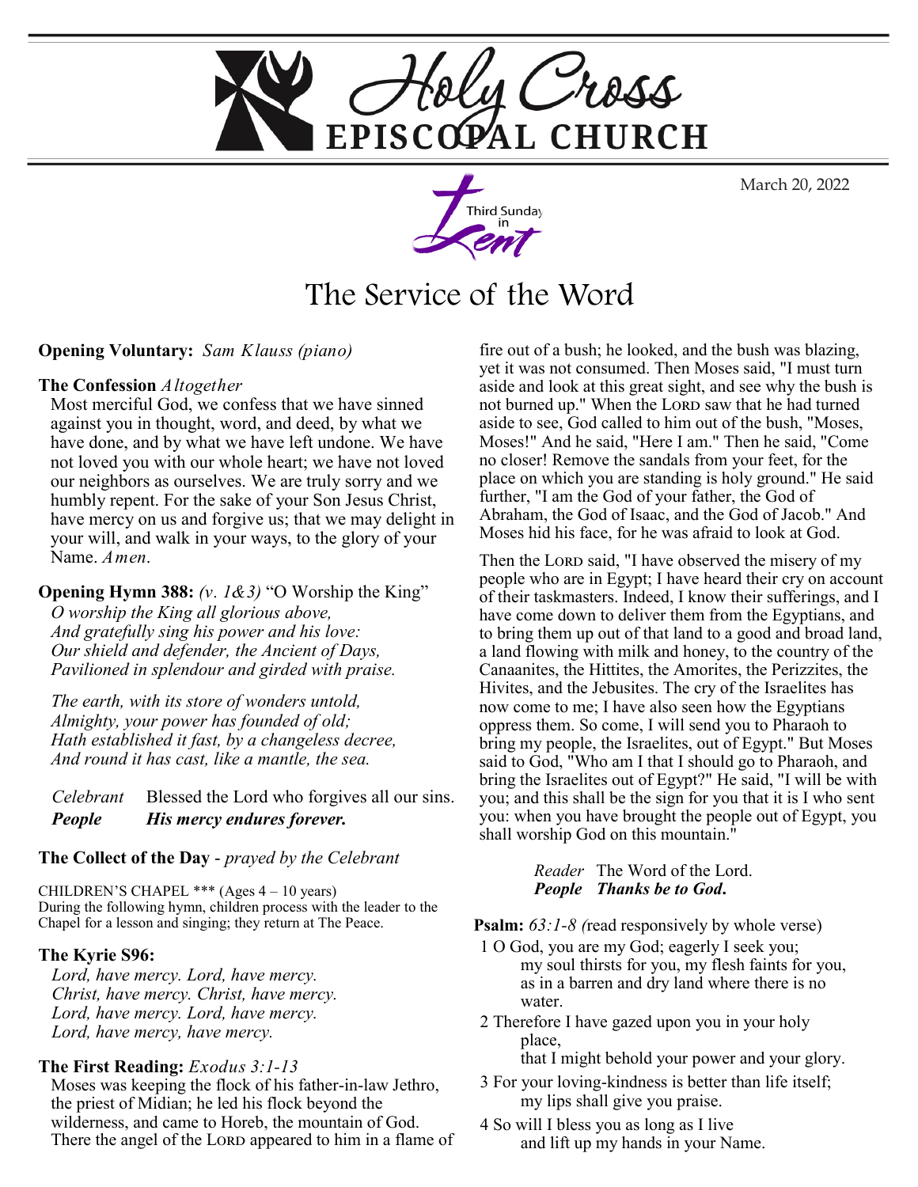# Holy Cross EPISCOPAL CHURCH

March 20, 2022

Third Sunday in Lent

## The Service of the Word

**Opening Voluntary:** *Sam Klauss (piano)*

**The Confession** *Altogether*

Most merciful God, we confess that we have sinned against you in thought, word, and deed, by what we have done, and by what we have left undone. We have not loved you with our whole heart; we have not loved our neighbors as ourselves. We are truly sorry and we humbly repent. For the sake of your Son Jesus Christ, have mercy on us and forgive us; that we may delight in your will, and walk in your ways, to the glory of your Name. *Amen*.

**Opening Hymn 388:** *(v. 1&3)* "O Worship the King"

*O worship the King all glorious above,*
*And gratefully sing his power and his love:*
*Our shield and defender, the Ancient of Days,*
*Pavilioned in splendour and girded with praise.*

*The earth, with its store of wonders untold,*
*Almighty, your power has founded of old;*
*Hath established it fast, by a changeless decree,*
*And round it has cast, like a mantle, the sea.*

*Celebrant* Blessed the Lord who forgives all our sins.
***People*** ***His mercy endures forever.***

**The Collect of the Day** - *prayed by the Celebrant*

CHILDREN'S CHAPEL *** (Ages 4 – 10 years)
During the following hymn, children process with the leader to the Chapel for a lesson and singing; they return at The Peace.

**The Kyrie S96:**

*Lord, have mercy. Lord, have mercy.*
*Christ, have mercy. Christ, have mercy.*
*Lord, have mercy. Lord, have mercy.*
*Lord, have mercy, have mercy.*

**The First Reading:** *Exodus 3:1-13*

Moses was keeping the flock of his father-in-law Jethro, the priest of Midian; he led his flock beyond the wilderness, and came to Horeb, the mountain of God. There the angel of the LORD appeared to him in a flame of fire out of a bush; he looked, and the bush was blazing, yet it was not consumed. Then Moses said, "I must turn aside and look at this great sight, and see why the bush is not burned up." When the LORD saw that he had turned aside to see, God called to him out of the bush, "Moses, Moses!" And he said, "Here I am." Then he said, "Come no closer! Remove the sandals from your feet, for the place on which you are standing is holy ground." He said further, "I am the God of your father, the God of Abraham, the God of Isaac, and the God of Jacob." And Moses hid his face, for he was afraid to look at God.

Then the LORD said, "I have observed the misery of my people who are in Egypt; I have heard their cry on account of their taskmasters. Indeed, I know their sufferings, and I have come down to deliver them from the Egyptians, and to bring them up out of that land to a good and broad land, a land flowing with milk and honey, to the country of the Canaanites, the Hittites, the Amorites, the Perizzites, the Hivites, and the Jebusites. The cry of the Israelites has now come to me; I have also seen how the Egyptians oppress them. So come, I will send you to Pharaoh to bring my people, the Israelites, out of Egypt." But Moses said to God, "Who am I that I should go to Pharaoh, and bring the Israelites out of Egypt?" He said, "I will be with you; and this shall be the sign for you that it is I who sent you: when you have brought the people out of Egypt, you shall worship God on this mountain."

*Reader* The Word of the Lord.
***People*** ***Thanks be to God.***

**Psalm:** *63:1-8 (*read responsively by whole verse)

1 O God, you are my God; eagerly I seek you;
my soul thirsts for you, my flesh faints for you,
as in a barren and dry land where there is no water.

2 Therefore I have gazed upon you in your holy place,
that I might behold your power and your glory.

3 For your loving-kindness is better than life itself;
my lips shall give you praise.

4 So will I bless you as long as I live
and lift up my hands in your Name.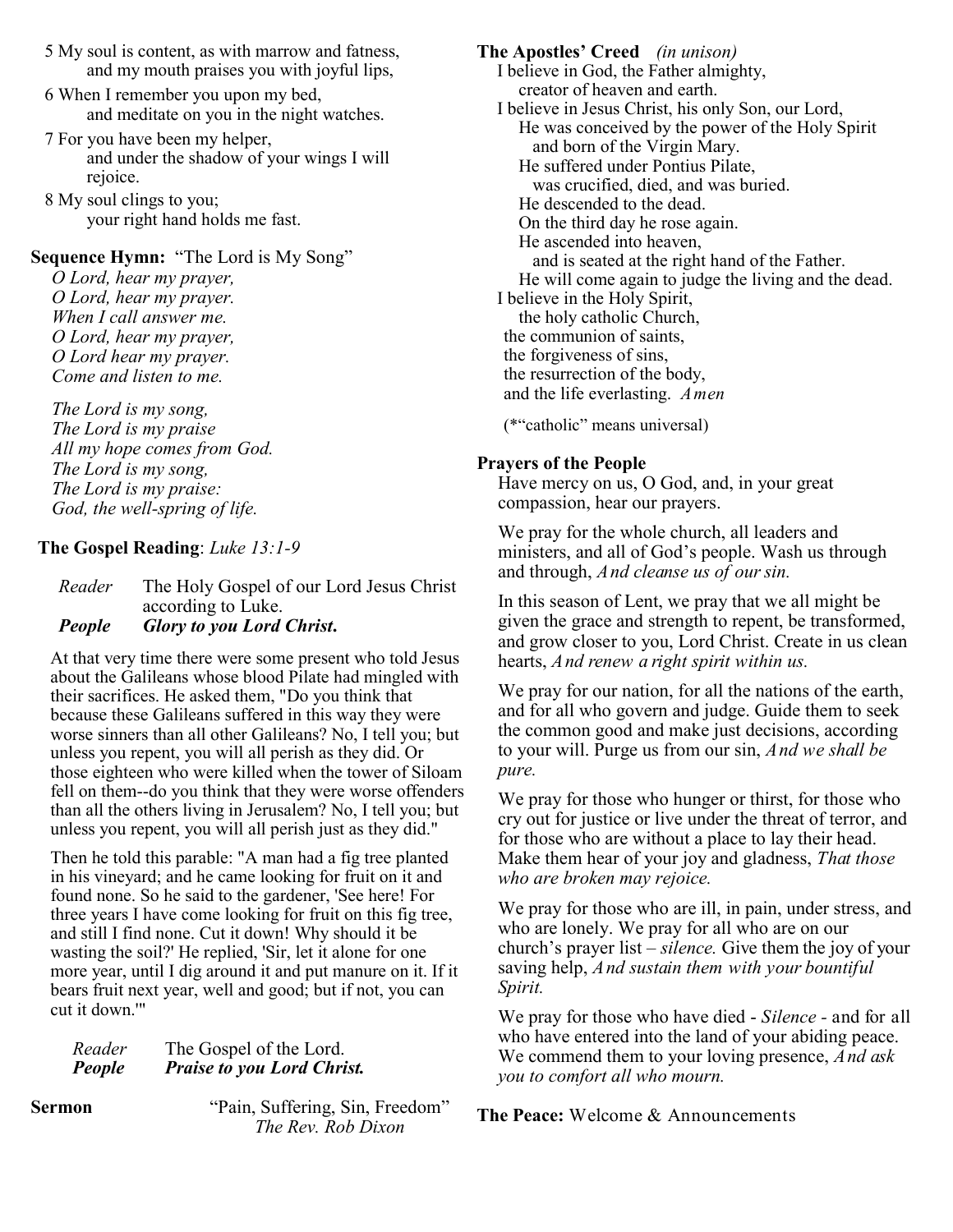5 My soul is content, as with marrow and fatness,
and my mouth praises you with joyful lips,

6 When I remember you upon my bed,
and meditate on you in the night watches.

7 For you have been my helper,
and under the shadow of your wings I will rejoice.

8 My soul clings to you;
your right hand holds me fast.

**Sequence Hymn:** "The Lord is My Song"

*O Lord, hear my prayer,*
*O Lord, hear my prayer.*
*When I call answer me.*
*O Lord, hear my prayer,*
*O Lord hear my prayer.*
*Come and listen to me.*

*The Lord is my song,*
*The Lord is my praise*
*All my hope comes from God.*
*The Lord is my song,*
*The Lord is my praise:*
*God, the well-spring of life.*

**The Gospel Reading**: *Luke 13:1-9*

*Reader* The Holy Gospel of our Lord Jesus Christ according to Luke.
***People*** ***Glory to you Lord Christ.***

At that very time there were some present who told Jesus about the Galileans whose blood Pilate had mingled with their sacrifices. He asked them, "Do you think that because these Galileans suffered in this way they were worse sinners than all other Galileans? No, I tell you; but unless you repent, you will all perish as they did. Or those eighteen who were killed when the tower of Siloam fell on them--do you think that they were worse offenders than all the others living in Jerusalem? No, I tell you; but unless you repent, you will all perish just as they did."

Then he told this parable: "A man had a fig tree planted in his vineyard; and he came looking for fruit on it and found none. So he said to the gardener, 'See here! For three years I have come looking for fruit on this fig tree, and still I find none. Cut it down! Why should it be wasting the soil?' He replied, 'Sir, let it alone for one more year, until I dig around it and put manure on it. If it bears fruit next year, well and good; but if not, you can cut it down.'"

*Reader* The Gospel of the Lord.
***People*** ***Praise to you Lord Christ.***

**Sermon** "Pain, Suffering, Sin, Freedom"
*The Rev. Rob Dixon*

**The Apostles' Creed** *(in unison)*

I believe in God, the Father almighty,
creator of heaven and earth.
I believe in Jesus Christ, his only Son, our Lord,
He was conceived by the power of the Holy Spirit
and born of the Virgin Mary.
He suffered under Pontius Pilate,
was crucified, died, and was buried.
He descended to the dead.
On the third day he rose again.
He ascended into heaven,
and is seated at the right hand of the Father.
He will come again to judge the living and the dead.
I believe in the Holy Spirit,
the holy catholic Church,
the communion of saints,
the forgiveness of sins,
the resurrection of the body,
and the life everlasting. *Amen*

(*"catholic" means universal)

**Prayers of the People**

Have mercy on us, O God, and, in your great compassion, hear our prayers.

We pray for the whole church, all leaders and ministers, and all of God's people. Wash us through and through, *And cleanse us of our sin.*

In this season of Lent, we pray that we all might be given the grace and strength to repent, be transformed, and grow closer to you, Lord Christ. Create in us clean hearts, *And renew a right spirit within us.*

We pray for our nation, for all the nations of the earth, and for all who govern and judge. Guide them to seek the common good and make just decisions, according to your will. Purge us from our sin, *And we shall be pure.*

We pray for those who hunger or thirst, for those who cry out for justice or live under the threat of terror, and for those who are without a place to lay their head. Make them hear of your joy and gladness, *That those who are broken may rejoice.*

We pray for those who are ill, in pain, under stress, and who are lonely. We pray for all who are on our church's prayer list – *silence.* Give them the joy of your saving help, *And sustain them with your bountiful Spirit.*

We pray for those who have died - *Silence* - and for all who have entered into the land of your abiding peace. We commend them to your loving presence, *And ask you to comfort all who mourn.*

**The Peace:** Welcome & Announcements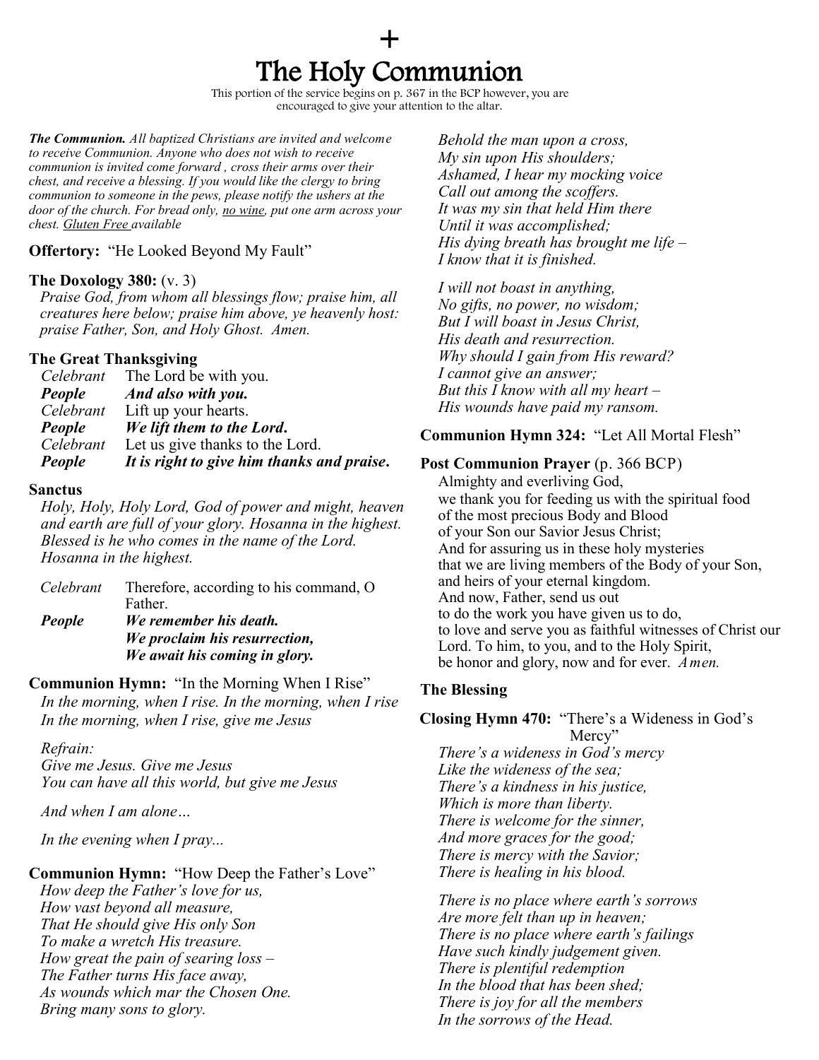+

# The Holy Communion

This portion of the service begins on p. 367 in the BCP however, you are encouraged to give your attention to the altar.

***The Communion.*** *All baptized Christians are invited and welcome to receive Communion. Anyone who does not wish to receive communion is invited come forward , cross their arms over their chest, and receive a blessing. If you would like the clergy to bring communion to someone in the pews, please notify the ushers at the door of the church. For bread only, no wine, put one arm across your chest. Gluten Free available*

**Offertory:** "He Looked Beyond My Fault"

**The Doxology 380:** (v. 3)

*Praise God, from whom all blessings flow; praise him, all creatures here below; praise him above, ye heavenly host: praise Father, Son, and Holy Ghost. Amen.*

**The Great Thanksgiving**

*Celebrant* The Lord be with you.
***People*** ***And also with you.***
*Celebrant* Lift up your hearts.
***People*** ***We lift them to the Lord.***
*Celebrant* Let us give thanks to the Lord.
***People*** ***It is right to give him thanks and praise.***

**Sanctus**

*Holy, Holy, Holy Lord, God of power and might, heaven and earth are full of your glory. Hosanna in the highest. Blessed is he who comes in the name of the Lord. Hosanna in the highest.*

*Celebrant* Therefore, according to his command, O Father.
***People*** ***We remember his death.***
***We proclaim his resurrection,***
***We await his coming in glory.***

**Communion Hymn:** "In the Morning When I Rise"

*In the morning, when I rise. In the morning, when I rise*
*In the morning, when I rise, give me Jesus*

*Refrain:*
*Give me Jesus. Give me Jesus*
*You can have all this world, but give me Jesus*

*And when I am alone…*

*In the evening when I pray...*

**Communion Hymn:** "How Deep the Father's Love"

*How deep the Father's love for us,*
*How vast beyond all measure,*
*That He should give His only Son*
*To make a wretch His treasure.*
*How great the pain of searing loss –*
*The Father turns His face away,*
*As wounds which mar the Chosen One.*
*Bring many sons to glory.*

*Behold the man upon a cross,*
*My sin upon His shoulders;*
*Ashamed, I hear my mocking voice*
*Call out among the scoffers.*
*It was my sin that held Him there*
*Until it was accomplished;*
*His dying breath has brought me life –*
*I know that it is finished.*

*I will not boast in anything,*
*No gifts, no power, no wisdom;*
*But I will boast in Jesus Christ,*
*His death and resurrection.*
*Why should I gain from His reward?*
*I cannot give an answer;*
*But this I know with all my heart –*
*His wounds have paid my ransom.*

**Communion Hymn 324:** "Let All Mortal Flesh"

**Post Communion Prayer** (p. 366 BCP)

Almighty and everliving God,
we thank you for feeding us with the spiritual food
of the most precious Body and Blood
of your Son our Savior Jesus Christ;
And for assuring us in these holy mysteries
that we are living members of the Body of your Son,
and heirs of your eternal kingdom.
And now, Father, send us out
to do the work you have given us to do,
to love and serve you as faithful witnesses of Christ our Lord. To him, to you, and to the Holy Spirit,
be honor and glory, now and for ever. *Amen.*

**The Blessing**

**Closing Hymn 470:** "There's a Wideness in God's Mercy"

*There's a wideness in God's mercy*
*Like the wideness of the sea;*
*There's a kindness in his justice,*
*Which is more than liberty.*
*There is welcome for the sinner,*
*And more graces for the good;*
*There is mercy with the Savior;*
*There is healing in his blood.*

*There is no place where earth's sorrows*
*Are more felt than up in heaven;*
*There is no place where earth's failings*
*Have such kindly judgement given.*
*There is plentiful redemption*
*In the blood that has been shed;*
*There is joy for all the members*
*In the sorrows of the Head.*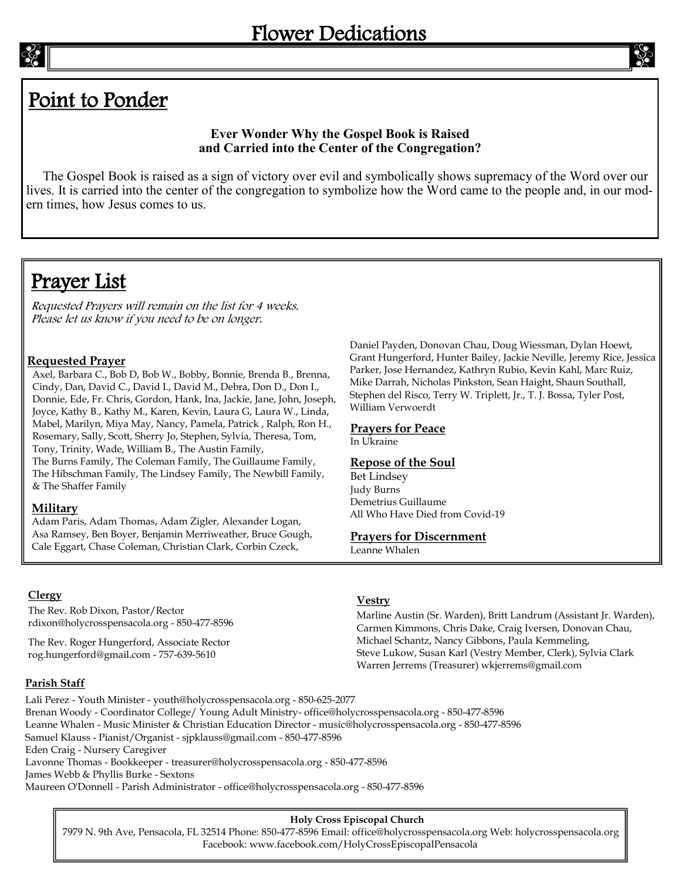# Flower Dedications

## Point to Ponder

**Ever Wonder Why the Gospel Book is Raised and Carried into the Center of the Congregation?**

The Gospel Book is raised as a sign of victory over evil and symbolically shows supremacy of the Word over our lives. It is carried into the center of the congregation to symbolize how the Word came to the people and, in our modern times, how Jesus comes to us.

## Prayer List

*Requested Prayers will remain on the list for 4 weeks. Please let us know if you need to be on longer.*

### Requested Prayer

Axel, Barbara C., Bob D, Bob W., Bobby, Bonnie, Brenda B., Brenna, Cindy, Dan, David C., David I., David M., Debra, Don D., Don I., Donnie, Ede, Fr. Chris, Gordon, Hank, Ina, Jackie, Jane, John, Joseph, Joyce, Kathy B., Kathy M., Karen, Kevin, Laura G, Laura W., Linda, Mabel, Marilyn, Miya May, Nancy, Pamela, Patrick , Ralph, Ron H., Rosemary, Sally, Scott, Sherry Jo, Stephen, Sylvia, Theresa, Tom, Tony, Trinity, Wade, William B., The Austin Family, The Burns Family, The Coleman Family, The Guillaume Family, The Hibschman Family, The Lindsey Family, The Newbill Family, & The Shaffer Family

### Military

Adam Paris, Adam Thomas, Adam Zigler, Alexander Logan, Asa Ramsey, Ben Boyer, Benjamin Merriweather, Bruce Gough, Cale Eggart, Chase Coleman, Christian Clark, Corbin Czeck, Daniel Payden, Donovan Chau, Doug Wiessman, Dylan Hoewt, Grant Hungerford, Hunter Bailey, Jackie Neville, Jeremy Rice, Jessica Parker, Jose Hernandez, Kathryn Rubio, Kevin Kahl, Marc Ruiz, Mike Darrah, Nicholas Pinkston, Sean Haight, Shaun Southall, Stephen del Risco, Terry W. Triplett, Jr., T. J. Bossa, Tyler Post, William Verwoerdt

### Prayers for Peace

In Ukraine

### Repose of the Soul

Bet Lindsey
Judy Burns
Demetrius Guillaume
All Who Have Died from Covid-19

### Prayers for Discernment

Leanne Whalen

### Clergy

The Rev. Rob Dixon, Pastor/Rector
rdixon@holycrosspensacola.org - 850-477-8596

The Rev. Roger Hungerford, Associate Rector
rog.hungerford@gmail.com - 757-639-5610

### Vestry

Marline Austin (Sr. Warden), Britt Landrum (Assistant Jr. Warden), Carmen Kimmons, Chris Dake, Craig Iversen, Donovan Chau, Michael Schantz, Nancy Gibbons, Paula Kemmeling, Steve Lukow, Susan Karl (Vestry Member, Clerk), Sylvia Clark
Warren Jerrems (Treasurer) wkjerrems@gmail.com

### Parish Staff

Lali Perez - Youth Minister - youth@holycrosspensacola.org - 850-625-2077
Brenan Woody - Coordinator College/ Young Adult Ministry- office@holycrosspensacola.org - 850-477-8596
Leanne Whalen - Music Minister & Christian Education Director - music@holycrosspensacola.org - 850-477-8596
Samuel Klauss - Pianist/Organist - sjpklauss@gmail.com - 850-477-8596
Eden Craig - Nursery Caregiver
Lavonne Thomas - Bookkeeper - treasurer@holycrosspensacola.org - 850-477-8596
James Webb & Phyllis Burke - Sextons
Maureen O'Donnell - Parish Administrator - office@holycrosspensacola.org - 850-477-8596

**Holy Cross Episcopal Church**
7979 N. 9th Ave, Pensacola, FL 32514 Phone: 850-477-8596 Email: office@holycrosspensacola.org Web: holycrosspensacola.org
Facebook: www.facebook.com/HolyCrossEpiscopalPensacola